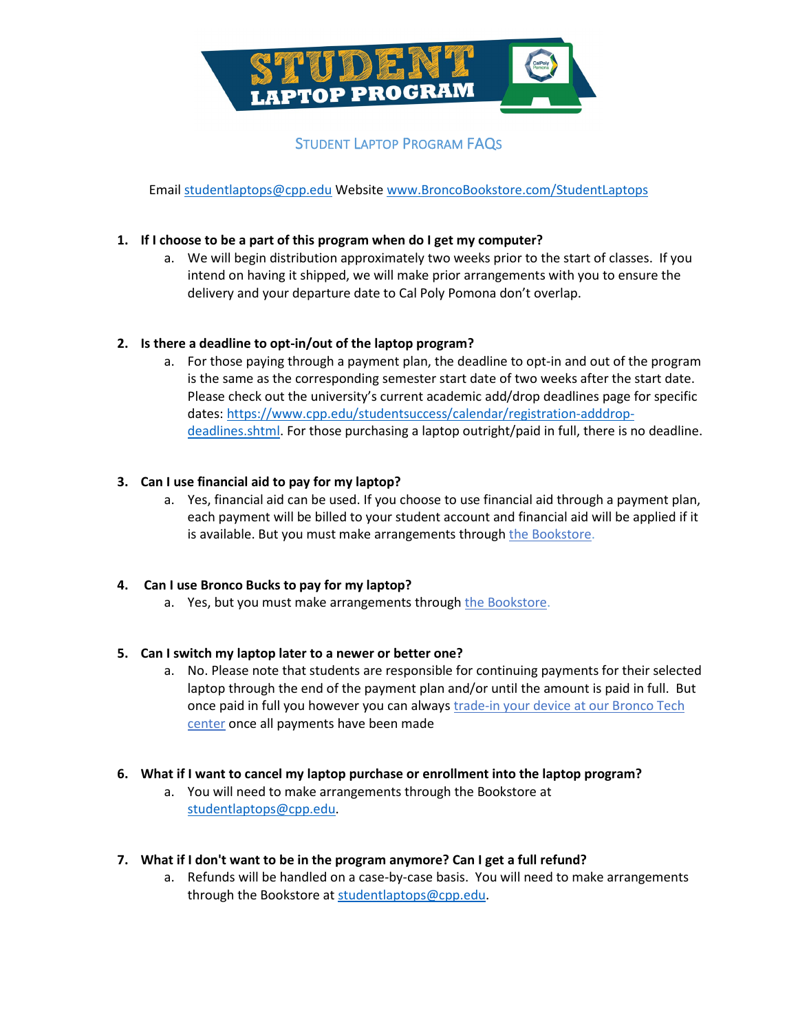# STUDENT LAPTOP PROGRAM

## Student Laptop Program FAQs

Email studentlaptops@cpp.edu Website www.BroncoBookstore.com/StudentLaptops

1. **If I choose to be a part of this program when do I get my computer?**
   a. We will begin distribution approximately two weeks prior to the start of classes. If you intend on having it shipped, we will make prior arrangements with you to ensure the delivery and your departure date to Cal Poly Pomona don't overlap.

2. **Is there a deadline to opt-in/out of the laptop program?**
   a. For those paying through a payment plan, the deadline to opt-in and out of the program is the same as the corresponding semester start date of two weeks after the start date. Please check out the university's current academic add/drop deadlines page for specific dates: https://www.cpp.edu/studentsuccess/calendar/registration-adddrop-deadlines.shtml. For those purchasing a laptop outright/paid in full, there is no deadline.

3. **Can I use financial aid to pay for my laptop?**
   a. Yes, financial aid can be used. If you choose to use financial aid through a payment plan, each payment will be billed to your student account and financial aid will be applied if it is available. But you must make arrangements through the Bookstore.

4. **Can I use Bronco Bucks to pay for my laptop?**
   a. Yes, but you must make arrangements through the Bookstore.

5. **Can I switch my laptop later to a newer or better one?**
   a. No. Please note that students are responsible for continuing payments for their selected laptop through the end of the payment plan and/or until the amount is paid in full. But once paid in full you however you can always trade-in your device at our Bronco Tech center once all payments have been made

6. **What if I want to cancel my laptop purchase or enrollment into the laptop program?**
   a. You will need to make arrangements through the Bookstore at studentlaptops@cpp.edu.

7. **What if I don't want to be in the program anymore? Can I get a full refund?**
   a. Refunds will be handled on a case-by-case basis. You will need to make arrangements through the Bookstore at studentlaptops@cpp.edu.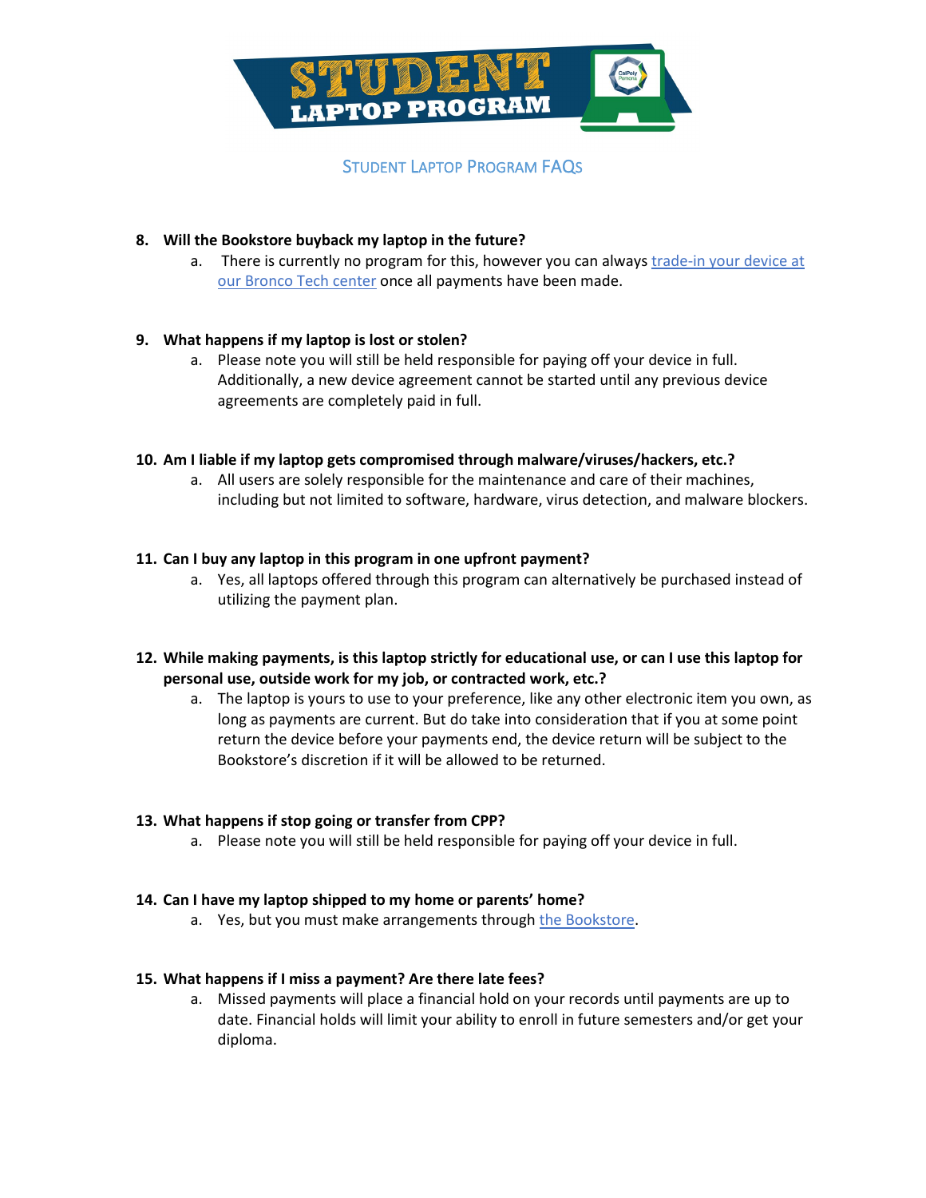## Student Laptop Program FAQs

8. **Will the Bookstore buyback my laptop in the future?**
   a. There is currently no program for this, however you can always trade-in your device at our Bronco Tech center once all payments have been made.

9. **What happens if my laptop is lost or stolen?**
   a. Please note you will still be held responsible for paying off your device in full. Additionally, a new device agreement cannot be started until any previous device agreements are completely paid in full.

10. **Am I liable if my laptop gets compromised through malware/viruses/hackers, etc.?**
    a. All users are solely responsible for the maintenance and care of their machines, including but not limited to software, hardware, virus detection, and malware blockers.

11. **Can I buy any laptop in this program in one upfront payment?**
    a. Yes, all laptops offered through this program can alternatively be purchased instead of utilizing the payment plan.

12. **While making payments, is this laptop strictly for educational use, or can I use this laptop for personal use, outside work for my job, or contracted work, etc.?**
    a. The laptop is yours to use to your preference, like any other electronic item you own, as long as payments are current. But do take into consideration that if you at some point return the device before your payments end, the device return will be subject to the Bookstore's discretion if it will be allowed to be returned.

13. **What happens if stop going or transfer from CPP?**
    a. Please note you will still be held responsible for paying off your device in full.

14. **Can I have my laptop shipped to my home or parents' home?**
    a. Yes, but you must make arrangements through the Bookstore.

15. **What happens if I miss a payment? Are there late fees?**
    a. Missed payments will place a financial hold on your records until payments are up to date. Financial holds will limit your ability to enroll in future semesters and/or get your diploma.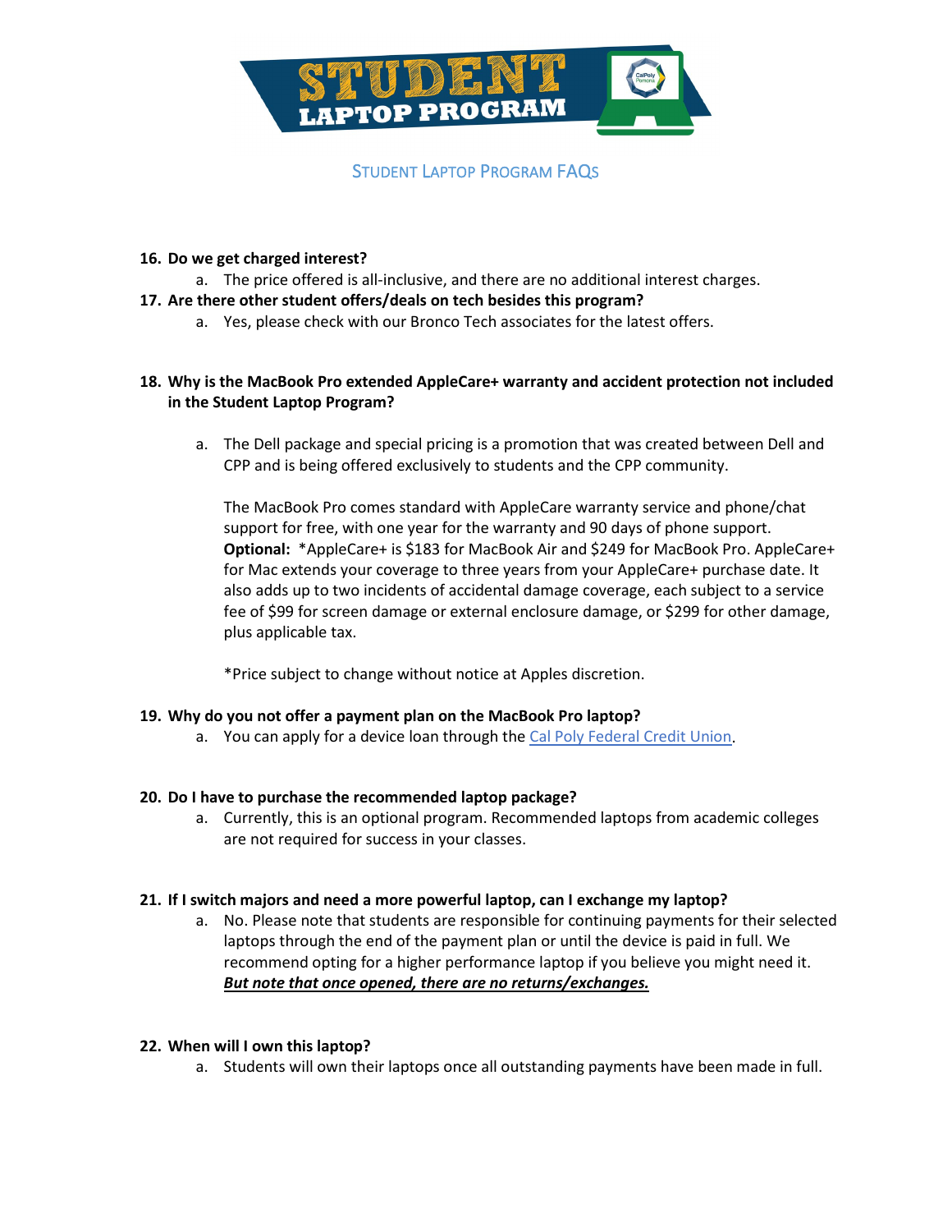## Student Laptop Program FAQs

16. **Do we get charged interest?**
    a. The price offered is all-inclusive, and there are no additional interest charges.
17. **Are there other student offers/deals on tech besides this program?**
    a. Yes, please check with our Bronco Tech associates for the latest offers.

18. **Why is the MacBook Pro extended AppleCare+ warranty and accident protection not included in the Student Laptop Program?**

    a. The Dell package and special pricing is a promotion that was created between Dell and CPP and is being offered exclusively to students and the CPP community.

       The MacBook Pro comes standard with AppleCare warranty service and phone/chat support for free, with one year for the warranty and 90 days of phone support. **Optional:** *AppleCare+ is $183 for MacBook Air and $249 for MacBook Pro. AppleCare+ for Mac extends your coverage to three years from your AppleCare+ purchase date. It also adds up to two incidents of accidental damage coverage, each subject to a service fee of $99 for screen damage or external enclosure damage, or $299 for other damage, plus applicable tax.

       *Price subject to change without notice at Apples discretion.

19. **Why do you not offer a payment plan on the MacBook Pro laptop?**
    a. You can apply for a device loan through the [Cal Poly Federal Credit Union](#).

20. **Do I have to purchase the recommended laptop package?**
    a. Currently, this is an optional program. Recommended laptops from academic colleges are not required for success in your classes.

21. **If I switch majors and need a more powerful laptop, can I exchange my laptop?**
    a. No. Please note that students are responsible for continuing payments for their selected laptops through the end of the payment plan or until the device is paid in full. We recommend opting for a higher performance laptop if you believe you might need it. ***But note that once opened, there are no returns/exchanges.***

22. **When will I own this laptop?**
    a. Students will own their laptops once all outstanding payments have been made in full.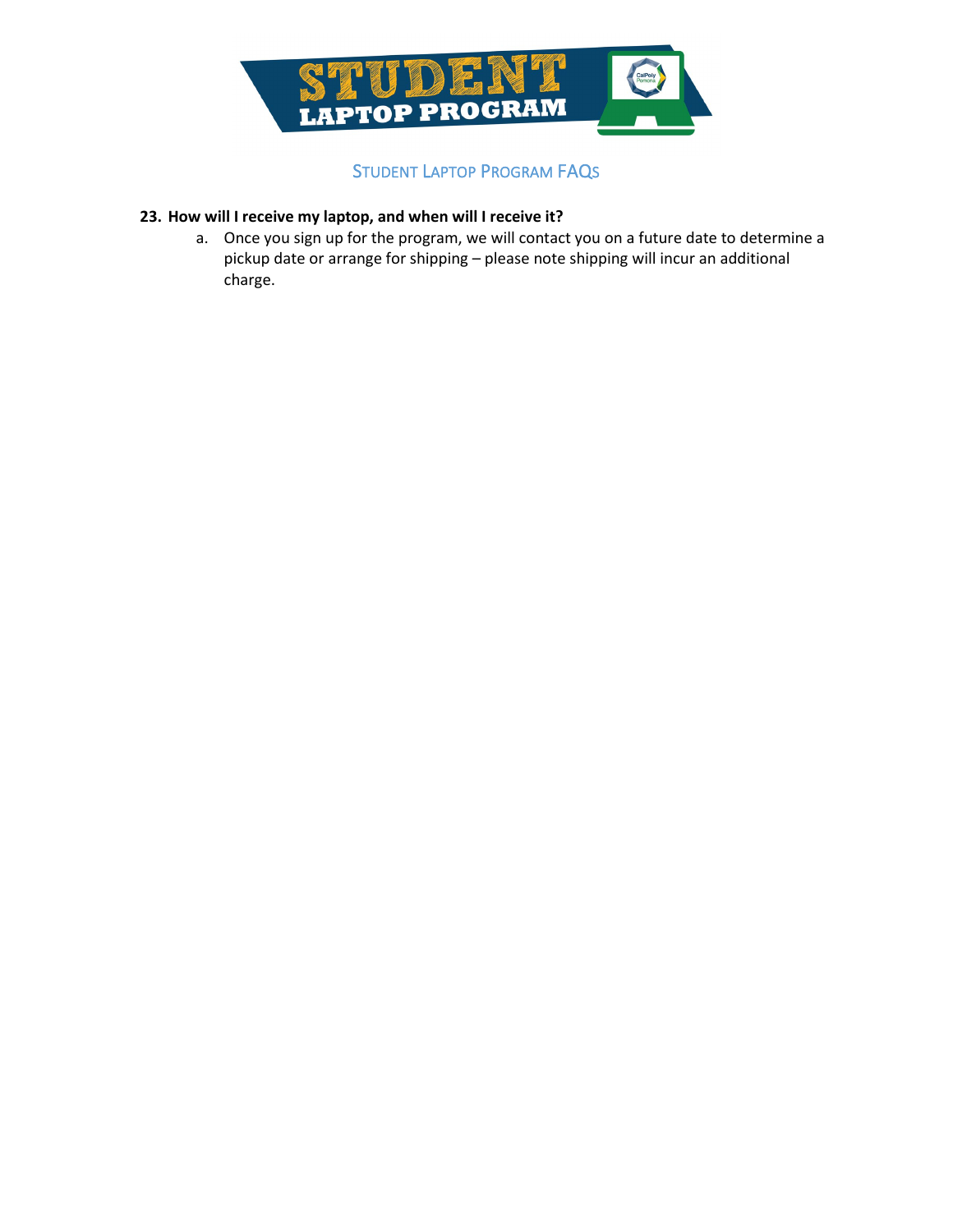23. **How will I receive my laptop, and when will I receive it?**
    a. Once you sign up for the program, we will contact you on a future date to determine a pickup date or arrange for shipping – please note shipping will incur an additional charge.